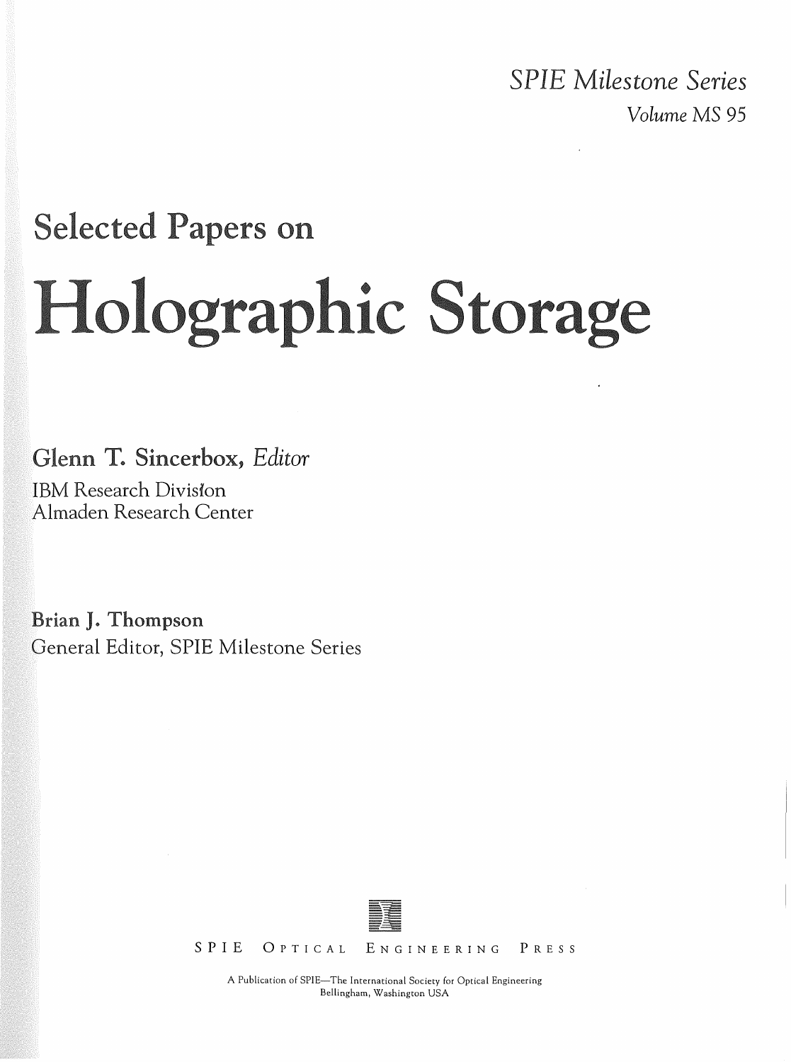*SPIE Milestone Series*
*Volume MS 95*

# Selected Papers on

# Holographic Storage

**Glenn T. Sincerbox,** *Editor*
IBM Research Division
Almaden Research Center

**Brian J. Thompson**
General Editor, SPIE Milestone Series

SPIE OPTICAL ENGINEERING PRESS

A Publication of SPIE—The International Society for Optical Engineering
Bellingham, Washington USA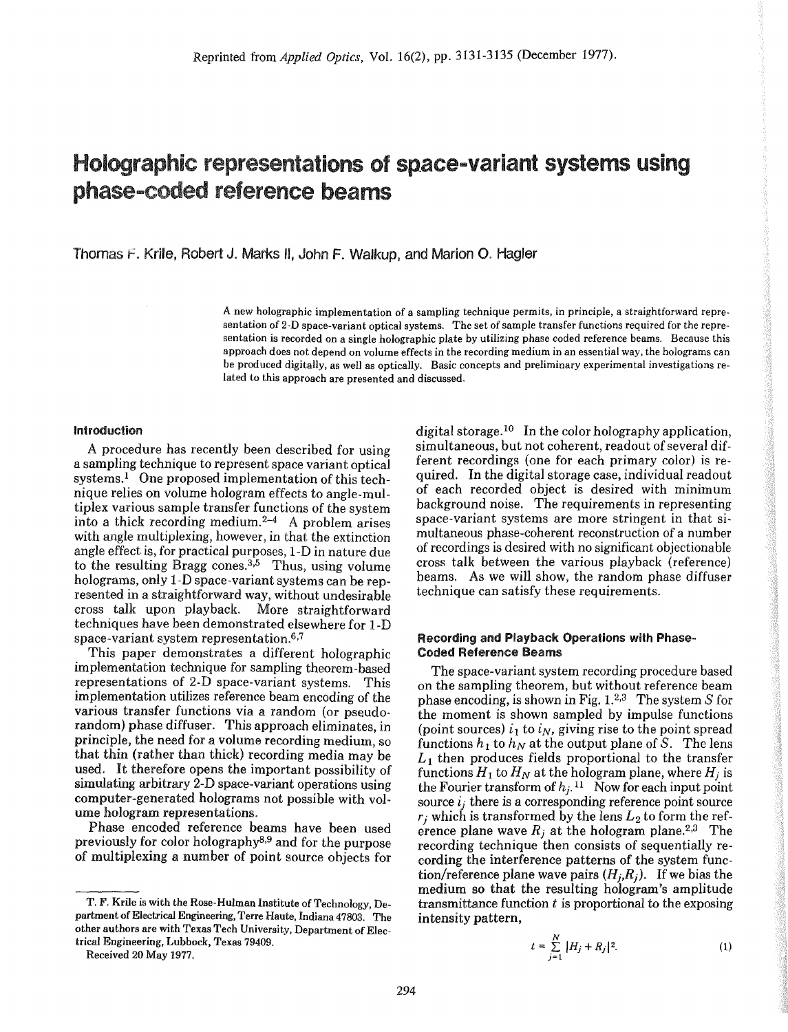Reprinted from *Applied Optics*, Vol. 16(2), pp. 3131-3135 (December 1977).

# Holographic representations of space-variant systems using phase-coded reference beams

Thomas F. Krile, Robert J. Marks II, John F. Walkup, and Marion O. Hagler

A new holographic implementation of a sampling technique permits, in principle, a straightforward representation of 2-D space-variant optical systems. The set of sample transfer functions required for the representation is recorded on a single holographic plate by utilizing phase coded reference beams. Because this approach does not depend on volume effects in the recording medium in an essential way, the holograms can be produced digitally, as well as optically. Basic concepts and preliminary experimental investigations related to this approach are presented and discussed.

## Introduction

A procedure has recently been described for using a sampling technique to represent space variant optical systems.[1] One proposed implementation of this technique relies on volume hologram effects to angle-multiplex various sample transfer functions of the system into a thick recording medium.[2-4] A problem arises with angle multiplexing, however, in that the extinction angle effect is, for practical purposes, 1-D in nature due to the resulting Bragg cones.[3,5] Thus, using volume holograms, only 1-D space-variant systems can be represented in a straightforward way, without undesirable cross talk upon playback. More straightforward techniques have been demonstrated elsewhere for 1-D space-variant system representation.[6,7]

This paper demonstrates a different holographic implementation technique for sampling theorem-based representations of 2-D space-variant systems. This implementation utilizes reference beam encoding of the various transfer functions via a random (or pseudo-random) phase diffuser. This approach eliminates, in principle, the need for a volume recording medium, so that thin (rather than thick) recording media may be used. It therefore opens the important possibility of simulating arbitrary 2-D space-variant operations using computer-generated holograms not possible with volume hologram representations.

Phase encoded reference beams have been used previously for color holography[8,9] and for the purpose of multiplexing a number of point source objects for digital storage.[10] In the color holography application, simultaneous, but not coherent, readout of several different recordings (one for each primary color) is required. In the digital storage case, individual readout of each recorded object is desired with minimum background noise. The requirements in representing space-variant systems are more stringent in that simultaneous phase-coherent reconstruction of a number of recordings is desired with no significant objectionable cross talk between the various playback (reference) beams. As we will show, the random phase diffuser technique can satisfy these requirements.

## Recording and Playback Operations with Phase-Coded Reference Beams

The space-variant system recording procedure based on the sampling theorem, but without reference beam phase encoding, is shown in Fig. 1.[2,3] The system $S$ for the moment is shown sampled by impulse functions (point sources) $i_1$ to $i_N$, giving rise to the point spread functions $h_1$ to $h_N$ at the output plane of $S$. The lens $L_1$ then produces fields proportional to the transfer functions $H_1$ to $H_N$ at the hologram plane, where $H_j$ is the Fourier transform of $h_j$.[11] Now for each input point source $i_j$ there is a corresponding reference point source $r_j$ which is transformed by the lens $L_2$ to form the reference plane wave $R_j$ at the hologram plane.[2,3] The recording technique then consists of sequentially recording the interference patterns of the system function/reference plane wave pairs $(H_j,R_j)$. If we bias the medium so that the resulting hologram's amplitude transmittance function $t$ is proportional to the exposing intensity pattern,

$$t = \sum_{j=1}^{N} |H_j + R_j|^2. \tag{1}$$

T. F. Krile is with the Rose-Hulman Institute of Technology, Department of Electrical Engineering, Terre Haute, Indiana 47803. The other authors are with Texas Tech University, Department of Electrical Engineering, Lubbock, Texas 79409.

Received 20 May 1977.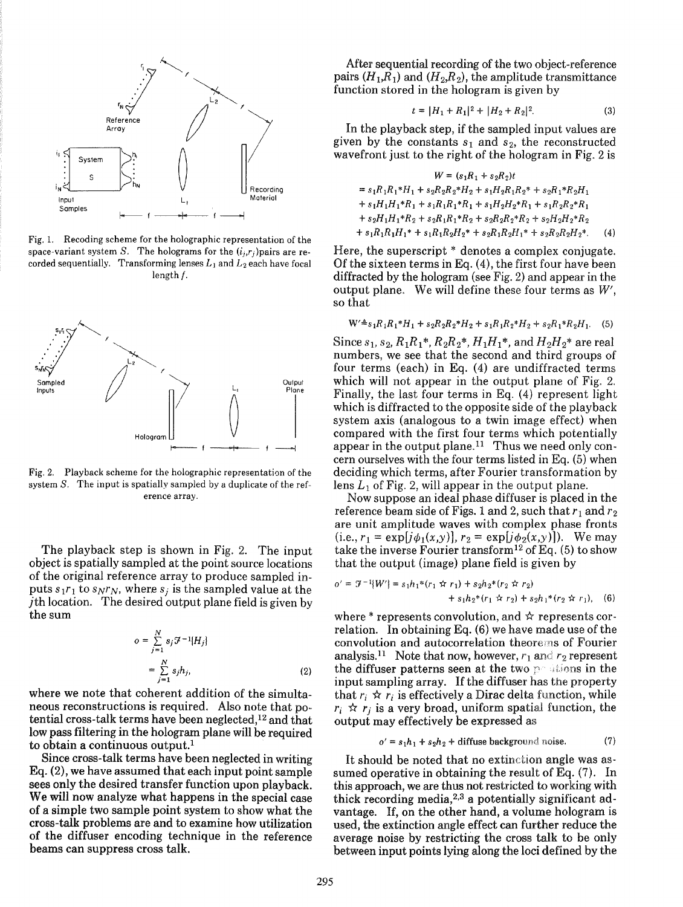Fig. 1. Recoding scheme for the holographic representation of the space-variant system $S$. The holograms for the $(i_j,r_j)$pairs are recorded sequentially. Transforming lenses $L_1$ and $L_2$ each have focal length $f$.

Fig. 2. Playback scheme for the holographic representation of the system $S$. The input is spatially sampled by a duplicate of the reference array.

The playback step is shown in Fig. 2. The input object is spatially sampled at the point source locations of the original reference array to produce sampled inputs $s_1r_1$ to $s_Nr_N$, where $s_j$ is the sampled value at the $j$th location. The desired output plane field is given by the sum

$$o = \sum_{j=1}^{N} s_j \mathcal{F}^{-1}\{H_j\} = \sum_{j=1}^{N} s_j h_j, \tag{2}$$

where we note that coherent addition of the simultaneous reconstructions is required. Also note that potential cross-talk terms have been neglected,[12] and that low pass filtering in the hologram plane will be required to obtain a continuous output.[1]

Since cross-talk terms have been neglected in writing Eq. (2), we have assumed that each input point sample sees only the desired transfer function upon playback. We will now analyze what happens in the special case of a simple two sample point system to show what the cross-talk problems are and to examine how utilization of the diffuser encoding technique in the reference beams can suppress cross talk.

After sequential recording of the two object-reference pairs $(H_1,R_1)$ and $(H_2,R_2)$, the amplitude transmittance function stored in the hologram is given by

$$t = |H_1 + R_1|^2 + |H_2 + R_2|^2. \tag{3}$$

In the playback step, if the sampled input values are given by the constants $s_1$ and $s_2$, the reconstructed wavefront just to the right of the hologram in Fig. 2 is

$$\begin{aligned} W &= (s_1R_1 + s_2R_2)t \\ &= s_1R_1R_1^*H_1 + s_2R_2R_2^*H_2 + s_1H_2R_1R_2^* + s_2R_1^*R_2H_1 \\ &\quad + s_1H_1H_1^*R_1 + s_1R_1R_1^*R_1 + s_1H_2H_2^*R_1 + s_1R_2R_2^*R_1 \\ &\quad + s_2H_1H_1^*R_2 + s_2R_1R_1^*R_2 + s_2R_2R_2^*R_2 + s_2H_2H_2^*R_2 \\ &\quad + s_1R_1R_1H_1^* + s_1R_1R_2H_2^* + s_2R_1R_2H_1^* + s_2R_2R_2H_2^*. \end{aligned} \tag{4}$$

Here, the superscript * denotes a complex conjugate. Of the sixteen terms in Eq. (4), the first four have been diffracted by the hologram (see Fig. 2) and appear in the output plane. We will define these four terms as $W'$, so that

$$W' \triangleq s_1R_1R_1^*H_1 + s_2R_2R_2^*H_2 + s_1R_1R_2^*H_2 + s_2R_1^*R_2H_1. \tag{5}$$

Since $s_1$, $s_2$, $R_1R_1^*$, $R_2R_2^*$, $H_1H_1^*$, and $H_2H_2^*$ are real numbers, we see that the second and third groups of four terms (each) in Eq. (4) are undiffracted terms which will not appear in the output plane of Fig. 2. Finally, the last four terms in Eq. (4) represent light which is diffracted to the opposite side of the playback system axis (analogous to a twin image effect) when compared with the first four terms which potentially appear in the output plane.[11] Thus we need only concern ourselves with the four terms listed in Eq. (5) when deciding which terms, after Fourier transformation by lens $L_1$ of Fig. 2, will appear in the output plane.

Now suppose an ideal phase diffuser is placed in the reference beam side of Figs. 1 and 2, such that $r_1$ and $r_2$ are unit amplitude waves with complex phase fronts (i.e., $r_1 = \exp[j\phi_1(x,y)]$, $r_2 = \exp[j\phi_2(x,y)]$). We may take the inverse Fourier transform[12] of Eq. (5) to show that the output (image) plane field is given by

$$o' = \mathcal{F}^{-1}\{W'\} = s_1h_1 * (r_1 \star r_1) + s_2h_2 * (r_2 \star r_2) + s_1h_2 * (r_1 \star r_2) + s_2h_1 * (r_2 \star r_1), \tag{6}$$

where * represents convolution, and $\star$ represents correlation. In obtaining Eq. (6) we have made use of the convolution and autocorrelation theorems of Fourier analysis.[11] Note that now, however, $r_1$ and $r_2$ represent the diffuser patterns seen at the two positions in the input sampling array. If the diffuser has the property that $r_i \star r_i$ is effectively a Dirac delta function, while $r_i \star r_j$ is a very broad, uniform spatial function, the output may effectively be expressed as

$$o' = s_1h_1 + s_2h_2 + \text{diffuse background noise}. \tag{7}$$

It should be noted that no extinction angle was assumed operative in obtaining the result of Eq. (7). In this approach, we are thus not restricted to working with thick recording media,[2,3] a potentially significant advantage. If, on the other hand, a volume hologram is used, the extinction angle effect can further reduce the average noise by restricting the cross talk to be only between input points lying along the loci defined by the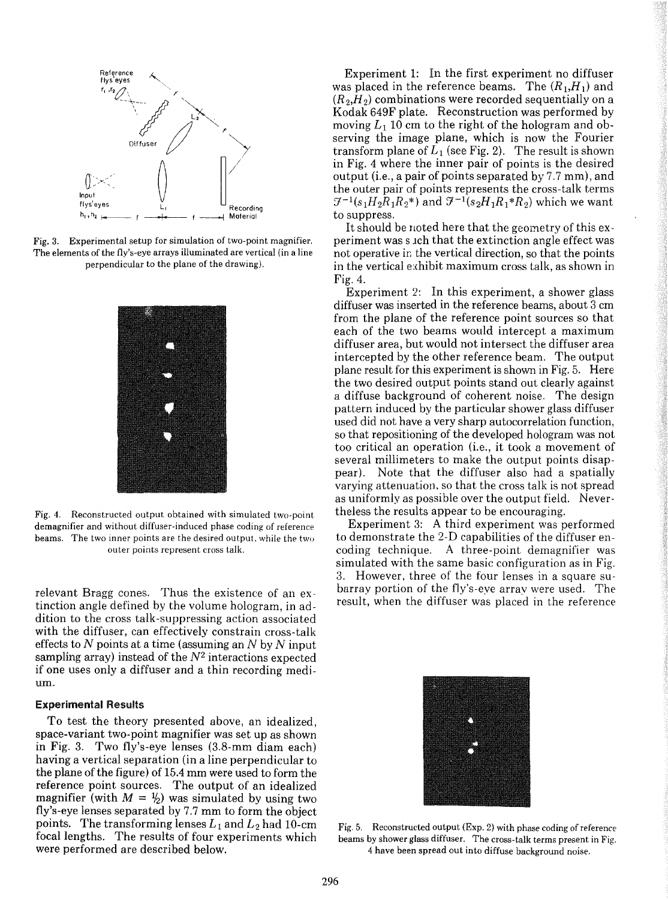Fig. 3. Experimental setup for simulation of two-point magnifier. The elements of the fly's-eye arrays illuminated are vertical (in a line perpendicular to the plane of the drawing).

Fig. 4. Reconstructed output obtained with simulated two-point demagnifier and without diffuser-induced phase coding of reference beams. The two inner points are the desired output, while the two outer points represent cross talk.

relevant Bragg cones. Thus the existence of an extinction angle defined by the volume hologram, in addition to the cross talk-suppressing action associated with the diffuser, can effectively constrain cross-talk effects to $N$ points at a time (assuming an $N$ by $N$ input sampling array) instead of the $N^2$ interactions expected if one uses only a diffuser and a thin recording medium.

### Experimental Results

To test the theory presented above, an idealized, space-variant two-point magnifier was set up as shown in Fig. 3. Two fly's-eye lenses (3.8-mm diam each) having a vertical separation (in a line perpendicular to the plane of the figure) of 15.4 mm were used to form the reference point sources. The output of an idealized magnifier (with $M = \frac{1}{2}$) was simulated by using two fly's-eye lenses separated by 7.7 mm to form the object points. The transforming lenses $L_1$ and $L_2$ had 10-cm focal lengths. The results of four experiments which were performed are described below.

Experiment 1: In the first experiment no diffuser was placed in the reference beams. The $(R_1,H_1)$ and $(R_2,H_2)$ combinations were recorded sequentially on a Kodak 649F plate. Reconstruction was performed by moving $L_1$ 10 cm to the right of the hologram and observing the image plane, which is now the Fourier transform plane of $L_1$ (see Fig. 2). The result is shown in Fig. 4 where the inner pair of points is the desired output (i.e., a pair of points separated by 7.7 mm), and the outer pair of points represents the cross-talk terms $\mathcal{F}^{-1}(s_1H_2R_1R_2^*)$ and $\mathcal{F}^{-1}(s_2H_1R_1^*R_2)$ which we want to suppress.

It should be noted here that the geometry of this experiment was such that the extinction angle effect was not operative in the vertical direction, so that the points in the vertical exhibit maximum cross talk, as shown in Fig. 4.

Experiment 2: In this experiment, a shower glass diffuser was inserted in the reference beams, about 3 cm from the plane of the reference point sources so that each of the two beams would intercept a maximum diffuser area, but would not intersect the diffuser area intercepted by the other reference beam. The output plane result for this experiment is shown in Fig. 5. Here the two desired output points stand out clearly against a diffuse background of coherent noise. The design pattern induced by the particular shower glass diffuser used did not have a very sharp autocorrelation function, so that repositioning of the developed hologram was not too critical an operation (i.e., it took a movement of several millimeters to make the output points disappear). Note that the diffuser also had a spatially varying attenuation, so that the cross talk is not spread as uniformly as possible over the output field. Nevertheless the results appear to be encouraging.

Experiment 3: A third experiment was performed to demonstrate the 2-D capabilities of the diffuser encoding technique. A three-point demagnifier was simulated with the same basic configuration as in Fig. 3. However, three of the four lenses in a square subarray portion of the fly's-eye array were used. The result, when the diffuser was placed in the reference

Fig. 5. Reconstructed output (Exp. 2) with phase coding of reference beams by shower glass diffuser. The cross-talk terms present in Fig. 4 have been spread out into diffuse background noise.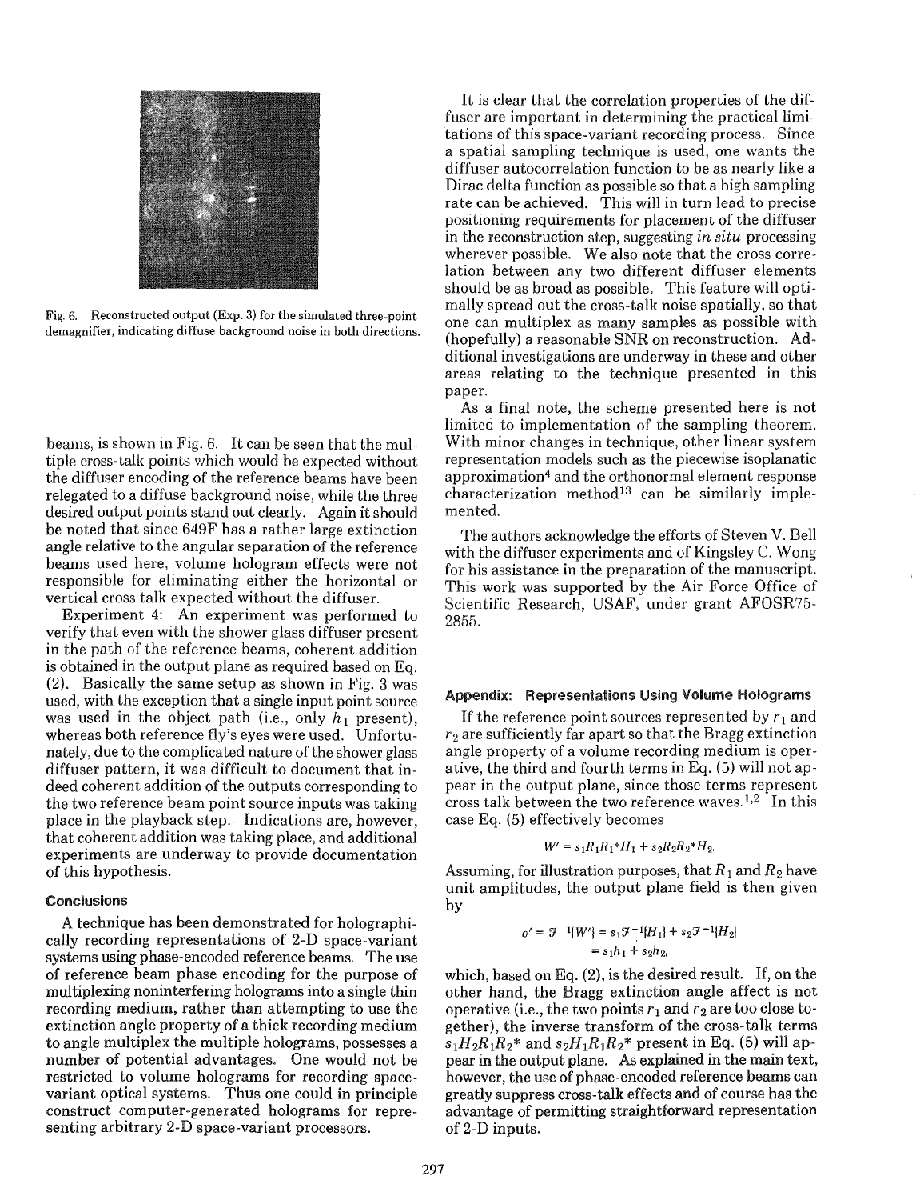Fig. 6. Reconstructed output (Exp. 3) for the simulated three-point demagnifier, indicating diffuse background noise in both directions.

beams, is shown in Fig. 6. It can be seen that the multiple cross-talk points which would be expected without the diffuser encoding of the reference beams have been relegated to a diffuse background noise, while the three desired output points stand out clearly. Again it should be noted that since 649F has a rather large extinction angle relative to the angular separation of the reference beams used here, volume hologram effects were not responsible for eliminating either the horizontal or vertical cross talk expected without the diffuser.

Experiment 4: An experiment was performed to verify that even with the shower glass diffuser present in the path of the reference beams, coherent addition is obtained in the output plane as required based on Eq. (2). Basically the same setup as shown in Fig. 3 was used, with the exception that a single input point source was used in the object path (i.e., only $h_1$ present), whereas both reference fly's eyes were used. Unfortunately, due to the complicated nature of the shower glass diffuser pattern, it was difficult to document that indeed coherent addition of the outputs corresponding to the two reference beam point source inputs was taking place in the playback step. Indications are, however, that coherent addition was taking place, and additional experiments are underway to provide documentation of this hypothesis.

### Conclusions

A technique has been demonstrated for holographically recording representations of 2-D space-variant systems using phase-encoded reference beams. The use of reference beam phase encoding for the purpose of multiplexing noninterfering holograms into a single thin recording medium, rather than attempting to use the extinction angle property of a thick recording medium to angle multiplex the multiple holograms, possesses a number of potential advantages. One would not be restricted to volume holograms for recording space-variant optical systems. Thus one could in principle construct computer-generated holograms for representing arbitrary 2-D space-variant processors.

It is clear that the correlation properties of the diffuser are important in determining the practical limitations of this space-variant recording process. Since a spatial sampling technique is used, one wants the diffuser autocorrelation function to be as nearly like a Dirac delta function as possible so that a high sampling rate can be achieved. This will in turn lead to precise positioning requirements for placement of the diffuser in the reconstruction step, suggesting *in situ* processing wherever possible. We also note that the cross correlation between any two different diffuser elements should be as broad as possible. This feature will optimally spread out the cross-talk noise spatially, so that one can multiplex as many samples as possible with (hopefully) a reasonable SNR on reconstruction. Additional investigations are underway in these and other areas relating to the technique presented in this paper.

As a final note, the scheme presented here is not limited to implementation of the sampling theorem. With minor changes in technique, other linear system representation models such as the piecewise isoplanatic approximation[4] and the orthonormal element response characterization method[13] can be similarly implemented.

The authors acknowledge the efforts of Steven V. Bell with the diffuser experiments and of Kingsley C. Wong for his assistance in the preparation of the manuscript. This work was supported by the Air Force Office of Scientific Research, USAF, under grant AFOSR75-2855.

### Appendix: Representations Using Volume Holograms

If the reference point sources represented by $r_1$ and $r_2$ are sufficiently far apart so that the Bragg extinction angle property of a volume recording medium is operative, the third and fourth terms in Eq. (5) will not appear in the output plane, since those terms represent cross talk between the two reference waves.[1,2] In this case Eq. (5) effectively becomes

$$W' = s_1 R_1 R_1^* H_1 + s_2 R_2 R_2^* H_2.$$

Assuming, for illustration purposes, that $R_1$ and $R_2$ have unit amplitudes, the output plane field is then given by

$$o' = \mathcal{F}^{-1}\{W'\} = s_1 \mathcal{F}^{-1}\{H_1\} + s_2 \mathcal{F}^{-1}\{H_2\} = s_1 h_1 + s_2 h_2,$$

which, based on Eq. (2), is the desired result. If, on the other hand, the Bragg extinction angle affect is not operative (i.e., the two points $r_1$ and $r_2$ are too close together), the inverse transform of the cross-talk terms $s_1 H_2 R_1 R_2^*$ and $s_2 H_1 R_1 R_2^*$ present in Eq. (5) will appear in the output plane. As explained in the main text, however, the use of phase-encoded reference beams can greatly suppress cross-talk effects and of course has the advantage of permitting straightforward representation of 2-D inputs.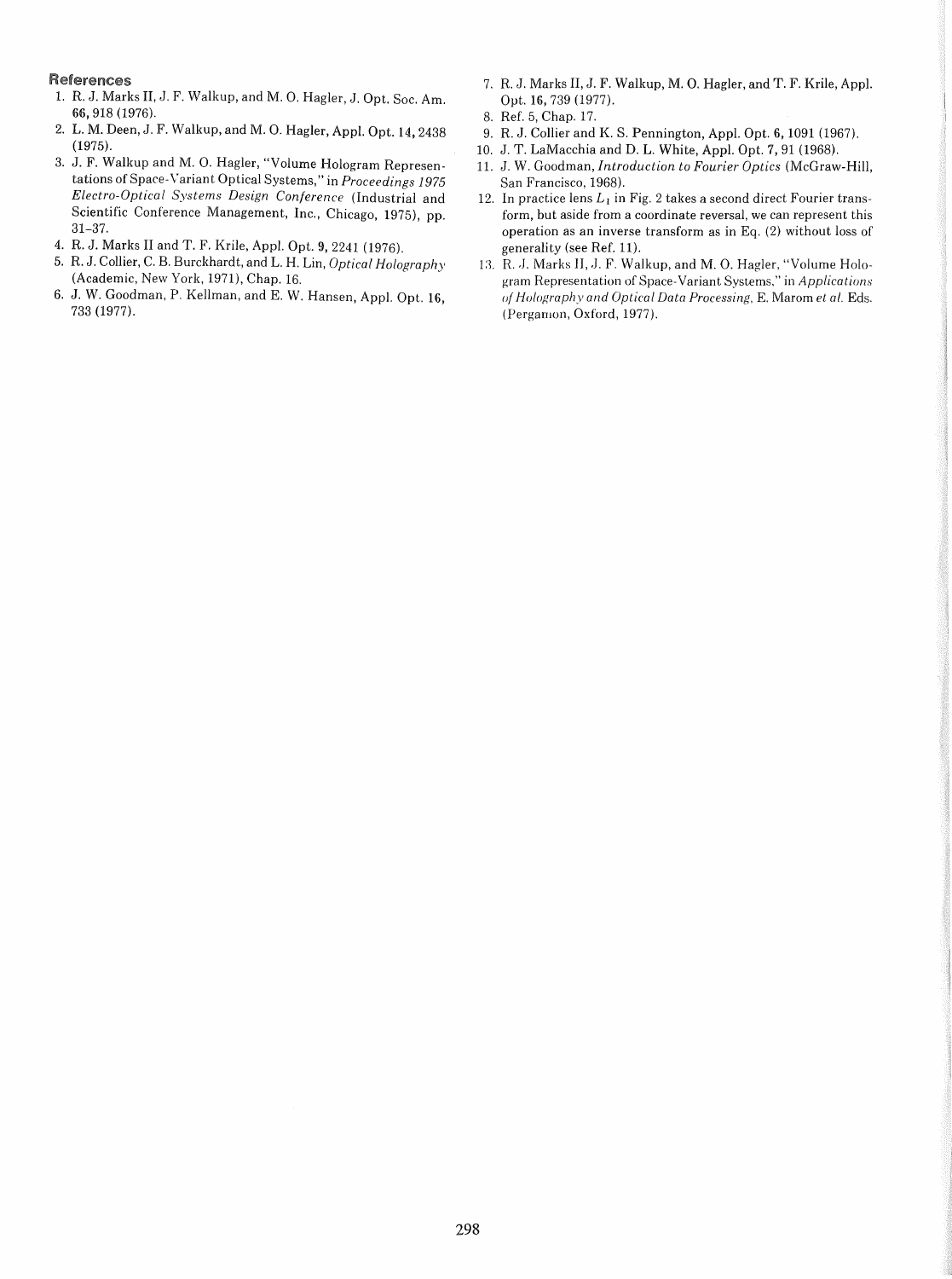## References

1. R. J. Marks II, J. F. Walkup, and M. O. Hagler, J. Opt. Soc. Am. **66**, 918 (1976).
2. L. M. Deen, J. F. Walkup, and M. O. Hagler, Appl. Opt. **14**, 2438 (1975).
3. J. F. Walkup and M. O. Hagler, "Volume Hologram Representations of Space-Variant Optical Systems," in *Proceedings 1975 Electro-Optical Systems Design Conference* (Industrial and Scientific Conference Management, Inc., Chicago, 1975), pp. 31–37.
4. R. J. Marks II and T. F. Krile, Appl. Opt. **9**, 2241 (1976).
5. R. J. Collier, C. B. Burckhardt, and L. H. Lin, *Optical Holography* (Academic, New York, 1971), Chap. 16.
6. J. W. Goodman, P. Kellman, and E. W. Hansen, Appl. Opt. **16**, 733 (1977).
7. R. J. Marks II, J. F. Walkup, M. O. Hagler, and T. F. Krile, Appl. Opt. **16**, 739 (1977).
8. Ref. 5, Chap. 17.
9. R. J. Collier and K. S. Pennington, Appl. Opt. **6**, 1091 (1967).
10. J. T. LaMacchia and D. L. White, Appl. Opt. **7**, 91 (1968).
11. J. W. Goodman, *Introduction to Fourier Optics* (McGraw-Hill, San Francisco, 1968).
12. In practice lens $L_1$ in Fig. 2 takes a second direct Fourier transform, but aside from a coordinate reversal, we can represent this operation as an inverse transform as in Eq. (2) without loss of generality (see Ref. 11).
13. R. J. Marks II, J. F. Walkup, and M. O. Hagler, "Volume Hologram Representation of Space-Variant Systems," in *Applications of Holography and Optical Data Processing*, E. Marom *et al.* Eds. (Pergamon, Oxford, 1977).